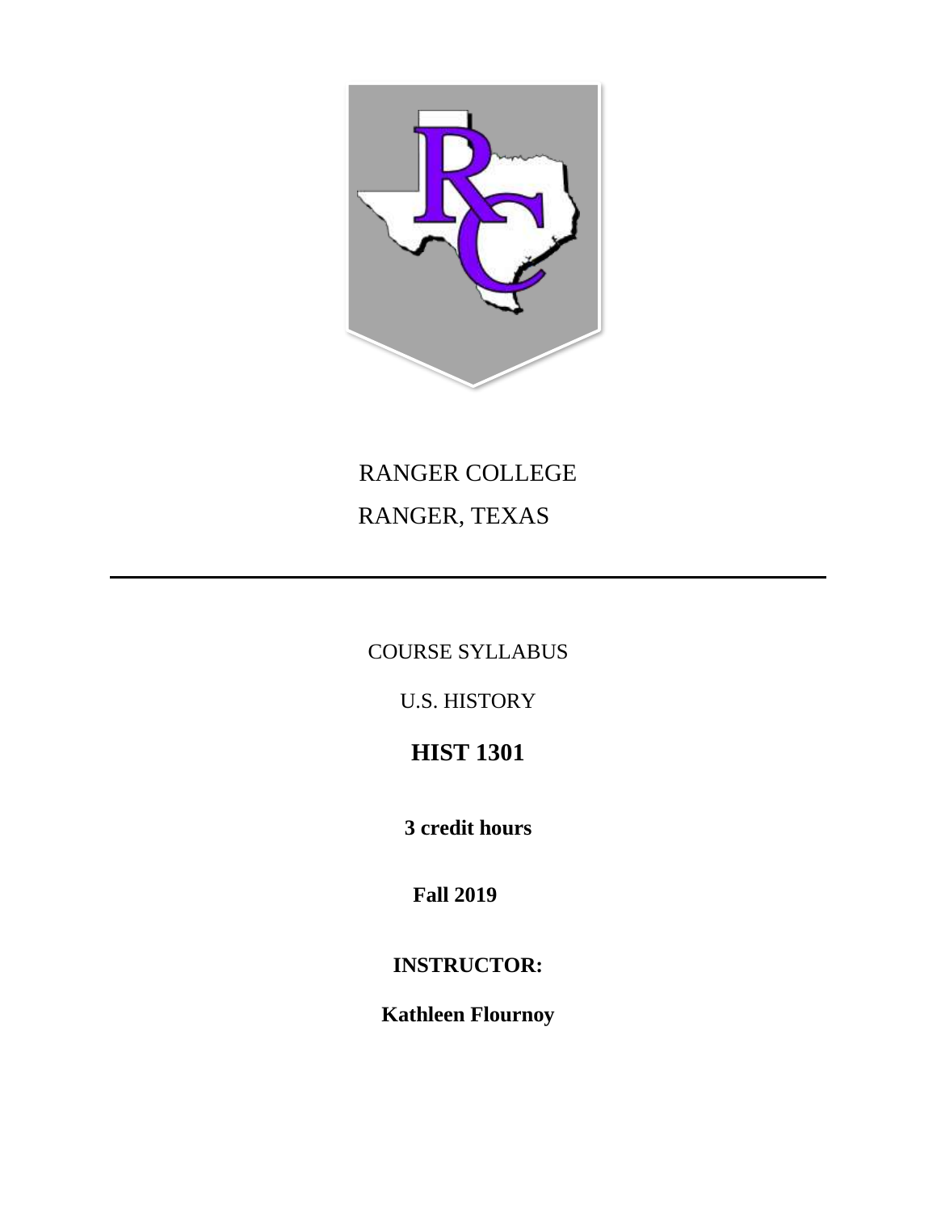RANGER COLLEGE

RANGER, TEXAS

---

COURSE SYLLABUS

U.S. HISTORY

# HIST 1301

**3 credit hours**

**Fall 2019**

**INSTRUCTOR:**

**Kathleen Flournoy**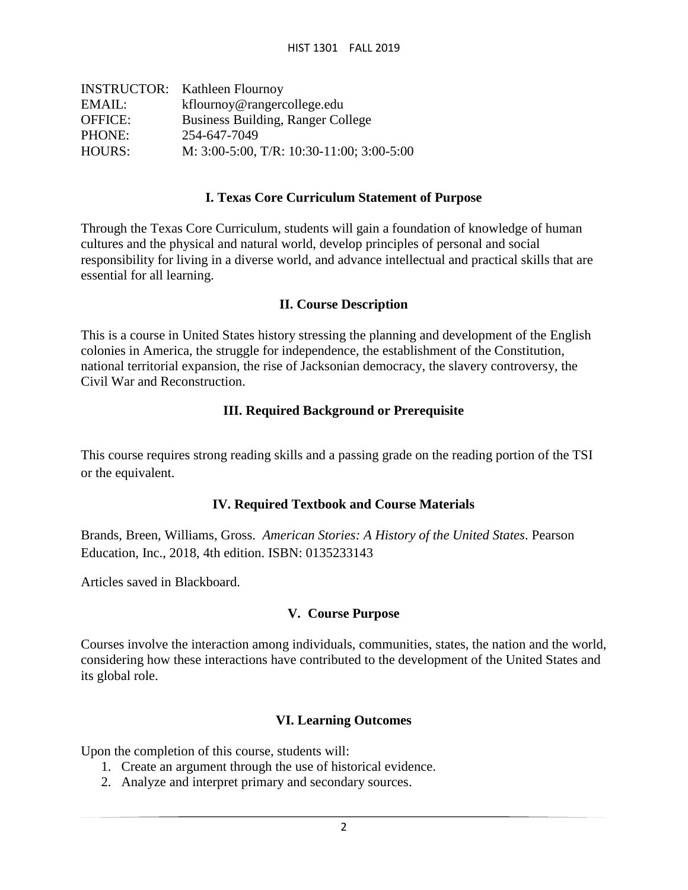| | |
|---|---|
| INSTRUCTOR: | Kathleen Flournoy |
| EMAIL: | kflournoy@rangercollege.edu |
| OFFICE: | Business Building, Ranger College |
| PHONE: | 254-647-7049 |
| HOURS: | M: 3:00-5:00, T/R: 10:30-11:00; 3:00-5:00 |

## I. Texas Core Curriculum Statement of Purpose

Through the Texas Core Curriculum, students will gain a foundation of knowledge of human cultures and the physical and natural world, develop principles of personal and social responsibility for living in a diverse world, and advance intellectual and practical skills that are essential for all learning.

## II. Course Description

This is a course in United States history stressing the planning and development of the English colonies in America, the struggle for independence, the establishment of the Constitution, national territorial expansion, the rise of Jacksonian democracy, the slavery controversy, the Civil War and Reconstruction.

## III. Required Background or Prerequisite

This course requires strong reading skills and a passing grade on the reading portion of the TSI or the equivalent.

## IV. Required Textbook and Course Materials

Brands, Breen, Williams, Gross. *American Stories: A History of the United States*. Pearson Education, Inc., 2018, 4th edition. ISBN: 0135233143

Articles saved in Blackboard.

## V. Course Purpose

Courses involve the interaction among individuals, communities, states, the nation and the world, considering how these interactions have contributed to the development of the United States and its global role.

## VI. Learning Outcomes

Upon the completion of this course, students will:

1. Create an argument through the use of historical evidence.
2. Analyze and interpret primary and secondary sources.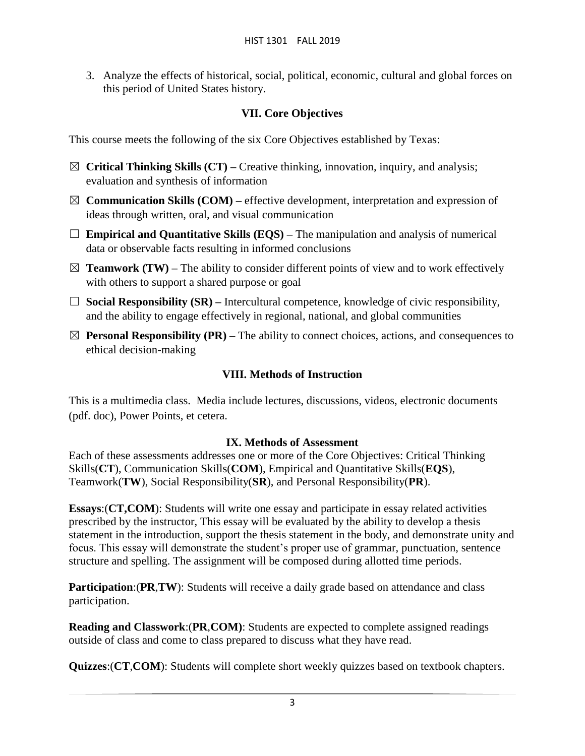3. Analyze the effects of historical, social, political, economic, cultural and global forces on this period of United States history.

## VII. Core Objectives

This course meets the following of the six Core Objectives established by Texas:

- ☒ **Critical Thinking Skills (CT) –** Creative thinking, innovation, inquiry, and analysis; evaluation and synthesis of information
- ☒ **Communication Skills (COM) –** effective development, interpretation and expression of ideas through written, oral, and visual communication
- ☐ **Empirical and Quantitative Skills (EQS) –** The manipulation and analysis of numerical data or observable facts resulting in informed conclusions
- ☒ **Teamwork (TW) –** The ability to consider different points of view and to work effectively with others to support a shared purpose or goal
- ☐ **Social Responsibility (SR) –** Intercultural competence, knowledge of civic responsibility, and the ability to engage effectively in regional, national, and global communities
- ☒ **Personal Responsibility (PR) –** The ability to connect choices, actions, and consequences to ethical decision-making

## VIII. Methods of Instruction

This is a multimedia class. Media include lectures, discussions, videos, electronic documents (pdf. doc), Power Points, et cetera.

## IX. Methods of Assessment

Each of these assessments addresses one or more of the Core Objectives: Critical Thinking Skills(**CT**), Communication Skills(**COM**), Empirical and Quantitative Skills(**EQS**), Teamwork(**TW**), Social Responsibility(**SR**), and Personal Responsibility(**PR**).

**Essays**:(**CT,COM**): Students will write one essay and participate in essay related activities prescribed by the instructor, This essay will be evaluated by the ability to develop a thesis statement in the introduction, support the thesis statement in the body, and demonstrate unity and focus. This essay will demonstrate the student's proper use of grammar, punctuation, sentence structure and spelling. The assignment will be composed during allotted time periods.

**Participation**:(**PR**,**TW**): Students will receive a daily grade based on attendance and class participation.

**Reading and Classwork**:(**PR**,**COM)**: Students are expected to complete assigned readings outside of class and come to class prepared to discuss what they have read.

**Quizzes**:(**CT**,**COM**): Students will complete short weekly quizzes based on textbook chapters.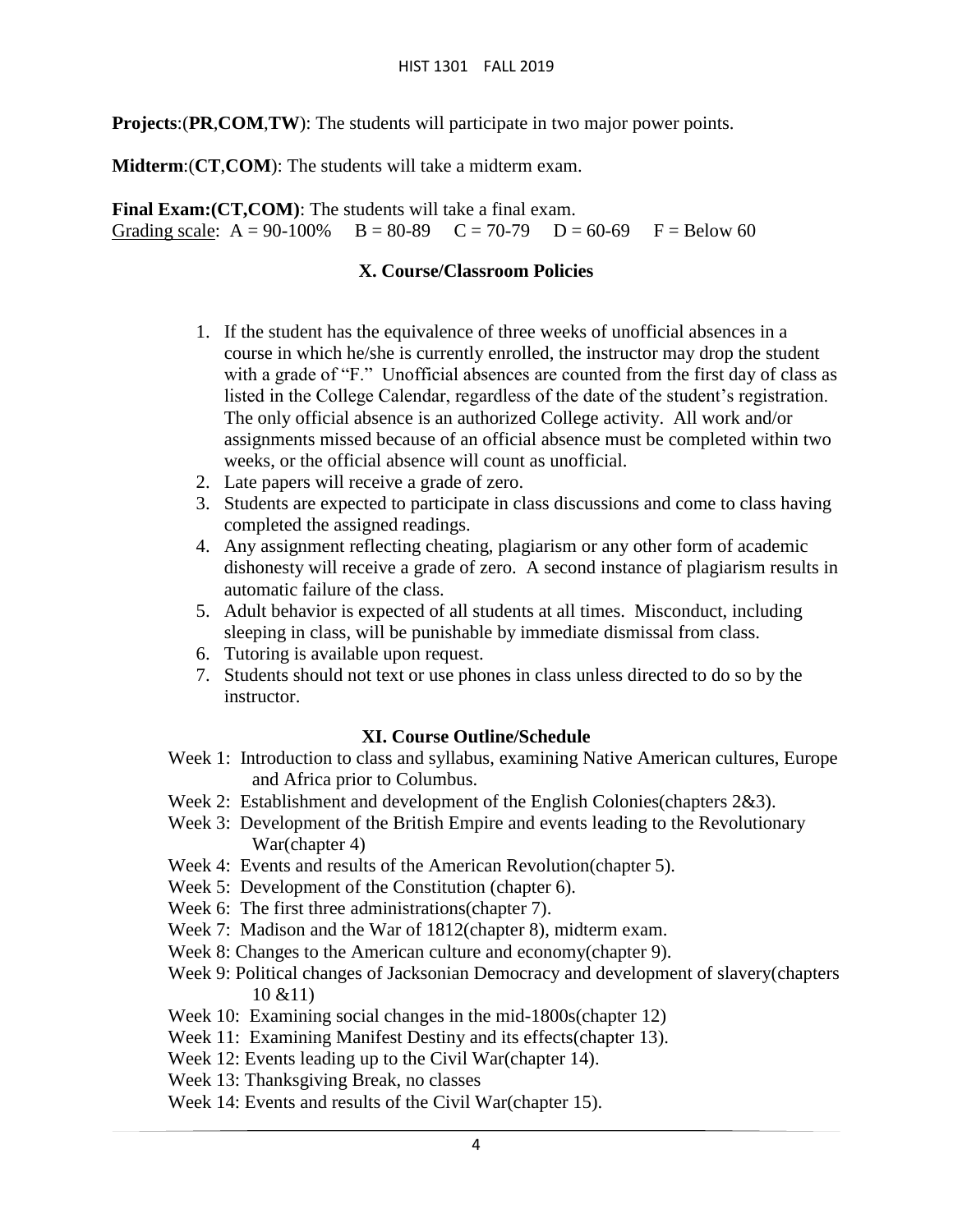**Projects**:(**PR**,**COM**,**TW**): The students will participate in two major power points.

**Midterm**:(**CT**,**COM**): The students will take a midterm exam.

**Final Exam:(CT,COM)**: The students will take a final exam.
<u>Grading scale</u>: A = 90-100% B = 80-89 C = 70-79 D = 60-69 F = Below 60

## X. Course/Classroom Policies

1. If the student has the equivalence of three weeks of unofficial absences in a course in which he/she is currently enrolled, the instructor may drop the student with a grade of "F." Unofficial absences are counted from the first day of class as listed in the College Calendar, regardless of the date of the student's registration. The only official absence is an authorized College activity. All work and/or assignments missed because of an official absence must be completed within two weeks, or the official absence will count as unofficial.
2. Late papers will receive a grade of zero.
3. Students are expected to participate in class discussions and come to class having completed the assigned readings.
4. Any assignment reflecting cheating, plagiarism or any other form of academic dishonesty will receive a grade of zero. A second instance of plagiarism results in automatic failure of the class.
5. Adult behavior is expected of all students at all times. Misconduct, including sleeping in class, will be punishable by immediate dismissal from class.
6. Tutoring is available upon request.
7. Students should not text or use phones in class unless directed to do so by the instructor.

## XI. Course Outline/Schedule

Week 1: Introduction to class and syllabus, examining Native American cultures, Europe and Africa prior to Columbus.
Week 2: Establishment and development of the English Colonies(chapters 2&3).
Week 3: Development of the British Empire and events leading to the Revolutionary War(chapter 4)
Week 4: Events and results of the American Revolution(chapter 5).
Week 5: Development of the Constitution (chapter 6).
Week 6: The first three administrations(chapter 7).
Week 7: Madison and the War of 1812(chapter 8), midterm exam.
Week 8: Changes to the American culture and economy(chapter 9).
Week 9: Political changes of Jacksonian Democracy and development of slavery(chapters 10 &11)
Week 10: Examining social changes in the mid-1800s(chapter 12)
Week 11: Examining Manifest Destiny and its effects(chapter 13).
Week 12: Events leading up to the Civil War(chapter 14).
Week 13: Thanksgiving Break, no classes
Week 14: Events and results of the Civil War(chapter 15).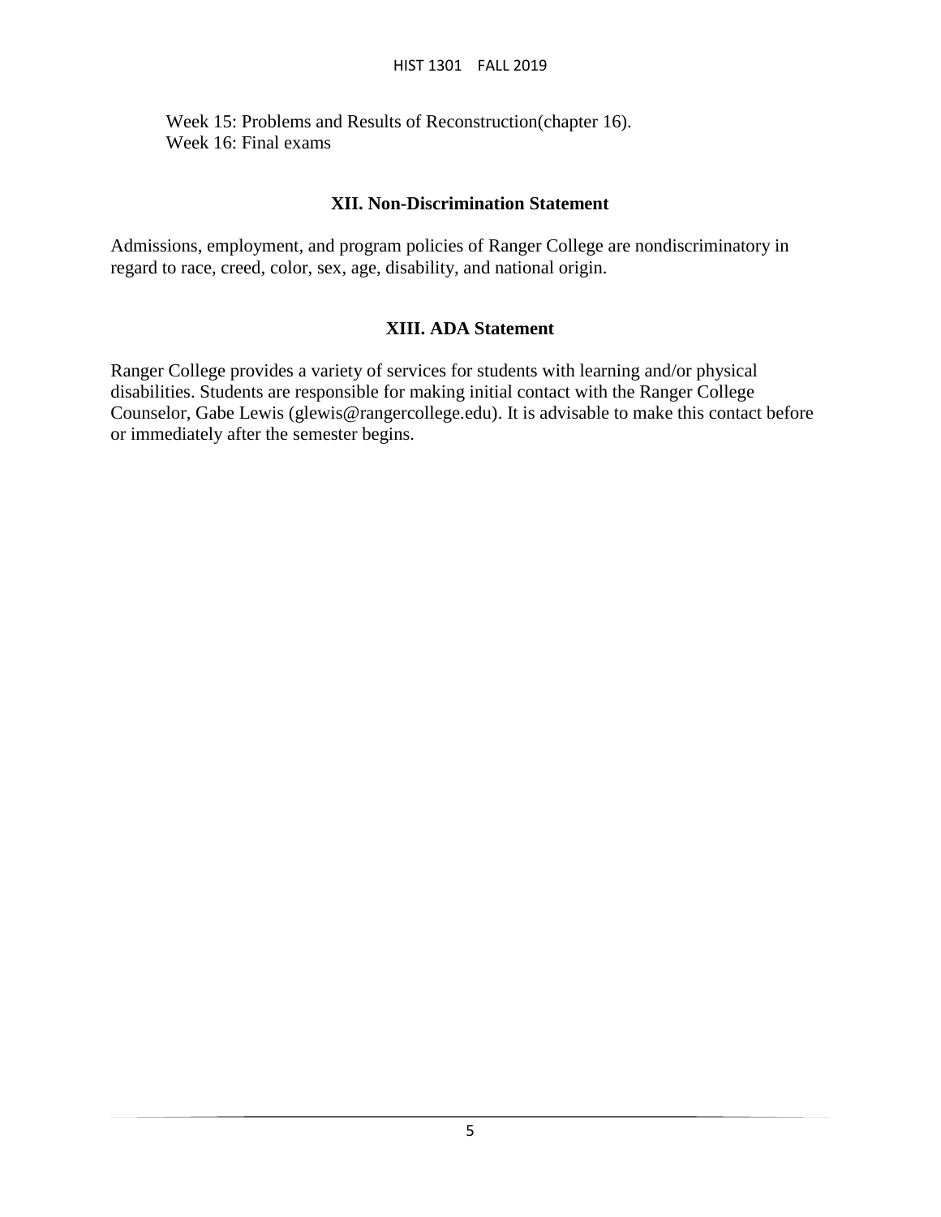Week 15: Problems and Results of Reconstruction(chapter 16).
Week 16: Final exams

## XII. Non-Discrimination Statement

Admissions, employment, and program policies of Ranger College are nondiscriminatory in regard to race, creed, color, sex, age, disability, and national origin.

## XIII. ADA Statement

Ranger College provides a variety of services for students with learning and/or physical disabilities. Students are responsible for making initial contact with the Ranger College Counselor, Gabe Lewis (glewis@rangercollege.edu). It is advisable to make this contact before or immediately after the semester begins.